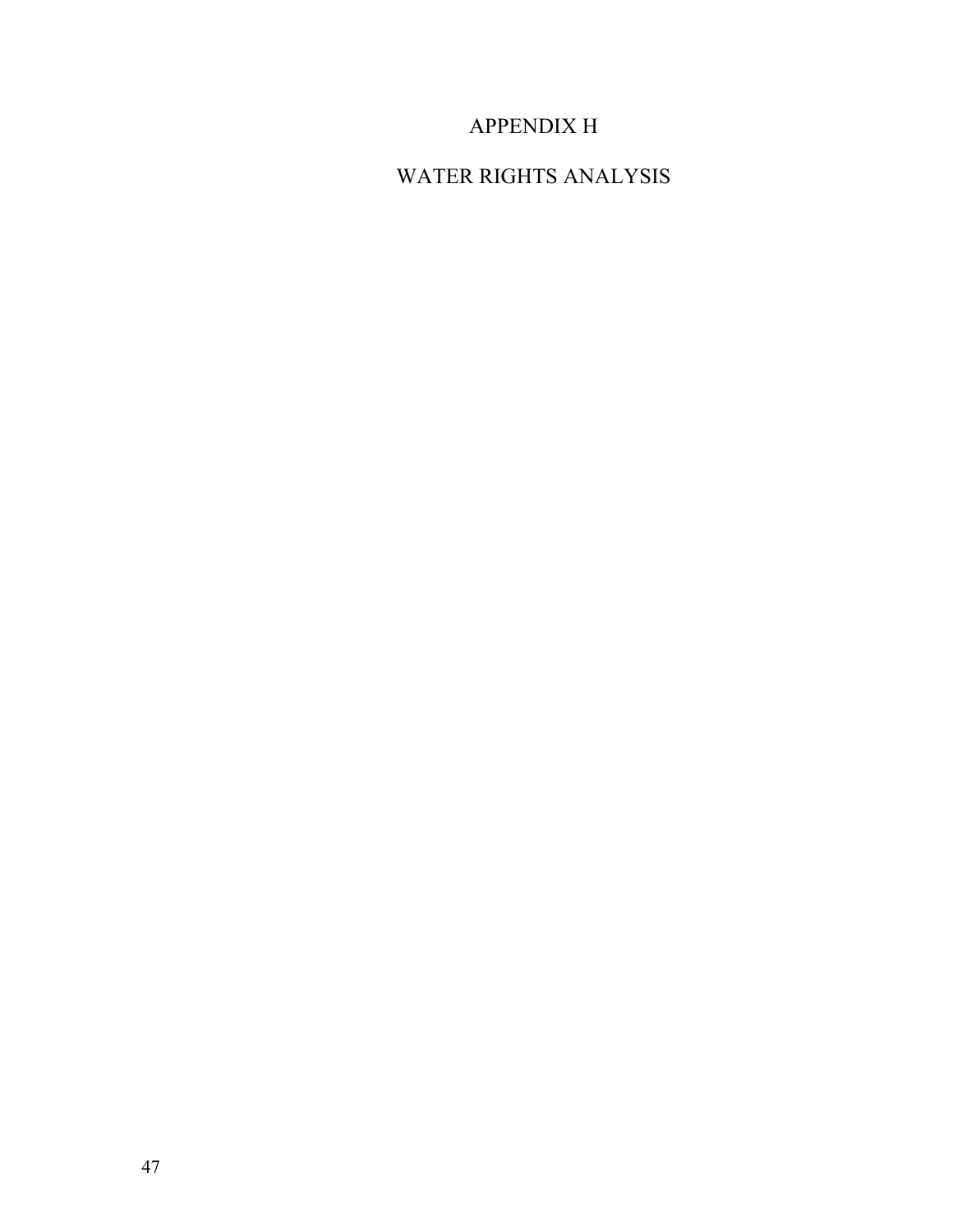# APPENDIX H

# WATER RIGHTS ANALYSIS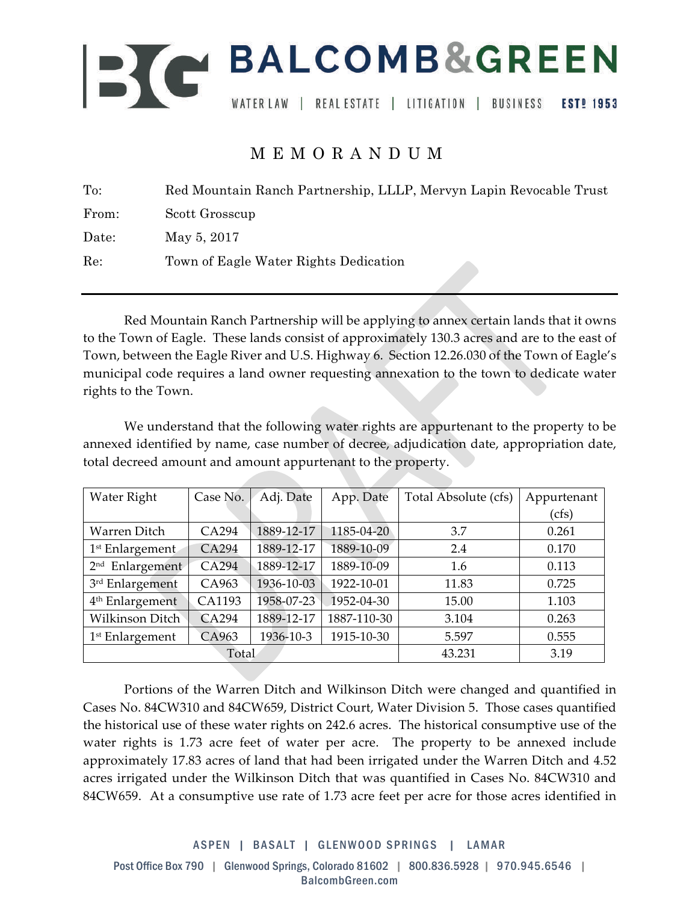# M E M O R A N D U M

| | |
|---|---|
| To: | Red Mountain Ranch Partnership, LLLP, Mervyn Lapin Revocable Trust |
| From: | Scott Grosscup |
| Date: | May 5, 2017 |
| Re: | Town of Eagle Water Rights Dedication |

---

Red Mountain Ranch Partnership will be applying to annex certain lands that it owns to the Town of Eagle. These lands consist of approximately 130.3 acres and are to the east of Town, between the Eagle River and U.S. Highway 6. Section 12.26.030 of the Town of Eagle's municipal code requires a land owner requesting annexation to the town to dedicate water rights to the Town.

We understand that the following water rights are appurtenant to the property to be annexed identified by name, case number of decree, adjudication date, appropriation date, total decreed amount and amount appurtenant to the property.

| Water Right | Case No. | Adj. Date | App. Date | Total Absolute (cfs) | Appurtenant (cfs) |
|---|---|---|---|---|---|
| Warren Ditch | CA294 | 1889-12-17 | 1185-04-20 | 3.7 | 0.261 |
| 1st Enlargement | CA294 | 1889-12-17 | 1889-10-09 | 2.4 | 0.170 |
| 2nd Enlargement | CA294 | 1889-12-17 | 1889-10-09 | 1.6 | 0.113 |
| 3rd Enlargement | CA963 | 1936-10-03 | 1922-10-01 | 11.83 | 0.725 |
| 4th Enlargement | CA1193 | 1958-07-23 | 1952-04-30 | 15.00 | 1.103 |
| Wilkinson Ditch | CA294 | 1889-12-17 | 1887-110-30 | 3.104 | 0.263 |
| 1st Enlargement | CA963 | 1936-10-3 | 1915-10-30 | 5.597 | 0.555 |
| Total | | | | 43.231 | 3.19 |

Portions of the Warren Ditch and Wilkinson Ditch were changed and quantified in Cases No. 84CW310 and 84CW659, District Court, Water Division 5. Those cases quantified the historical use of these water rights on 242.6 acres. The historical consumptive use of the water rights is 1.73 acre feet of water per acre. The property to be annexed include approximately 17.83 acres of land that had been irrigated under the Warren Ditch and 4.52 acres irrigated under the Wilkinson Ditch that was quantified in Cases No. 84CW310 and 84CW659. At a consumptive use rate of 1.73 acre feet per acre for those acres identified in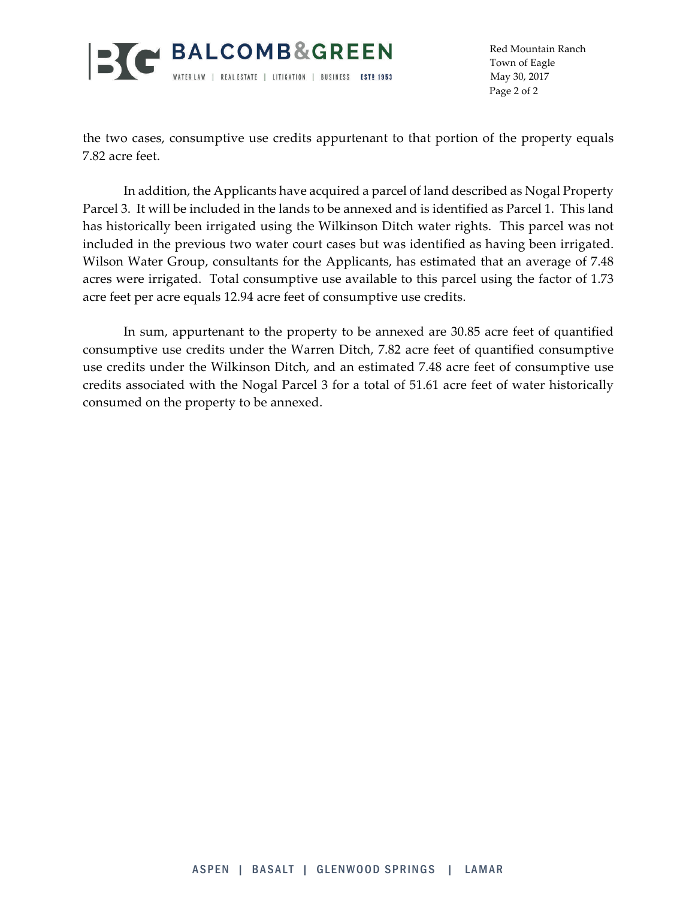the two cases, consumptive use credits appurtenant to that portion of the property equals 7.82 acre feet.

In addition, the Applicants have acquired a parcel of land described as Nogal Property Parcel 3. It will be included in the lands to be annexed and is identified as Parcel 1. This land has historically been irrigated using the Wilkinson Ditch water rights. This parcel was not included in the previous two water court cases but was identified as having been irrigated. Wilson Water Group, consultants for the Applicants, has estimated that an average of 7.48 acres were irrigated. Total consumptive use available to this parcel using the factor of 1.73 acre feet per acre equals 12.94 acre feet of consumptive use credits.

In sum, appurtenant to the property to be annexed are 30.85 acre feet of quantified consumptive use credits under the Warren Ditch, 7.82 acre feet of quantified consumptive use credits under the Wilkinson Ditch, and an estimated 7.48 acre feet of consumptive use credits associated with the Nogal Parcel 3 for a total of 51.61 acre feet of water historically consumed on the property to be annexed.